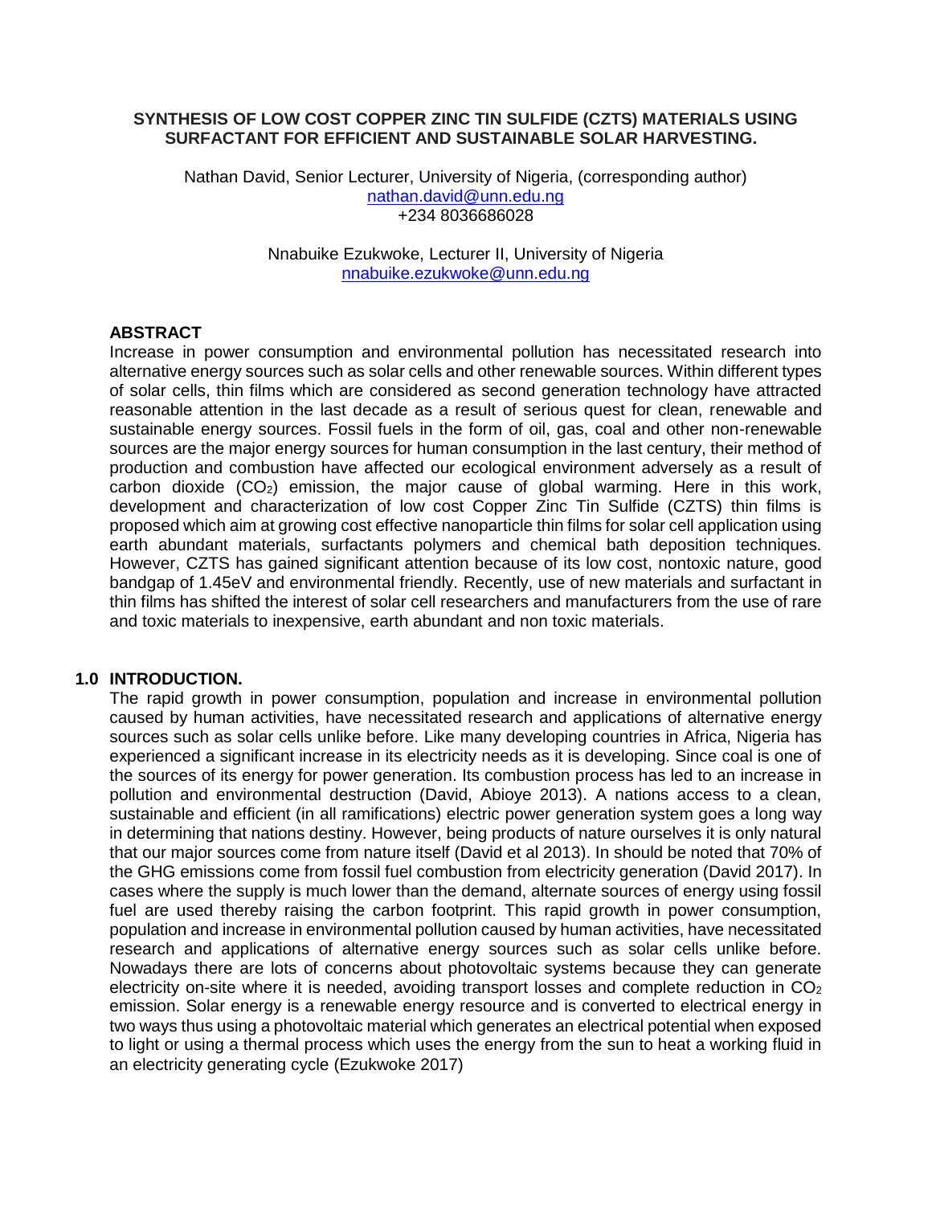# SYNTHESIS OF LOW COST COPPER ZINC TIN SULFIDE (CZTS) MATERIALS USING SURFACTANT FOR EFFICIENT AND SUSTAINABLE SOLAR HARVESTING.

Nathan David, Senior Lecturer, University of Nigeria, (corresponding author)
nathan.david@unn.edu.ng
+234 8036686028

Nnabuike Ezukwoke, Lecturer II, University of Nigeria
nnabuike.ezukwoke@unn.edu.ng

## ABSTRACT

Increase in power consumption and environmental pollution has necessitated research into alternative energy sources such as solar cells and other renewable sources. Within different types of solar cells, thin films which are considered as second generation technology have attracted reasonable attention in the last decade as a result of serious quest for clean, renewable and sustainable energy sources. Fossil fuels in the form of oil, gas, coal and other non-renewable sources are the major energy sources for human consumption in the last century, their method of production and combustion have affected our ecological environment adversely as a result of carbon dioxide ($CO_2$) emission, the major cause of global warming. Here in this work, development and characterization of low cost Copper Zinc Tin Sulfide (CZTS) thin films is proposed which aim at growing cost effective nanoparticle thin films for solar cell application using earth abundant materials, surfactants polymers and chemical bath deposition techniques. However, CZTS has gained significant attention because of its low cost, nontoxic nature, good bandgap of 1.45eV and environmental friendly. Recently, use of new materials and surfactant in thin films has shifted the interest of solar cell researchers and manufacturers from the use of rare and toxic materials to inexpensive, earth abundant and non toxic materials.

## 1.0 INTRODUCTION.

The rapid growth in power consumption, population and increase in environmental pollution caused by human activities, have necessitated research and applications of alternative energy sources such as solar cells unlike before. Like many developing countries in Africa, Nigeria has experienced a significant increase in its electricity needs as it is developing. Since coal is one of the sources of its energy for power generation. Its combustion process has led to an increase in pollution and environmental destruction (David, Abioye 2013). A nations access to a clean, sustainable and efficient (in all ramifications) electric power generation system goes a long way in determining that nations destiny. However, being products of nature ourselves it is only natural that our major sources come from nature itself (David et al 2013). In should be noted that 70% of the GHG emissions come from fossil fuel combustion from electricity generation (David 2017). In cases where the supply is much lower than the demand, alternate sources of energy using fossil fuel are used thereby raising the carbon footprint. This rapid growth in power consumption, population and increase in environmental pollution caused by human activities, have necessitated research and applications of alternative energy sources such as solar cells unlike before. Nowadays there are lots of concerns about photovoltaic systems because they can generate electricity on-site where it is needed, avoiding transport losses and complete reduction in $CO_2$ emission. Solar energy is a renewable energy resource and is converted to electrical energy in two ways thus using a photovoltaic material which generates an electrical potential when exposed to light or using a thermal process which uses the energy from the sun to heat a working fluid in an electricity generating cycle (Ezukwoke 2017)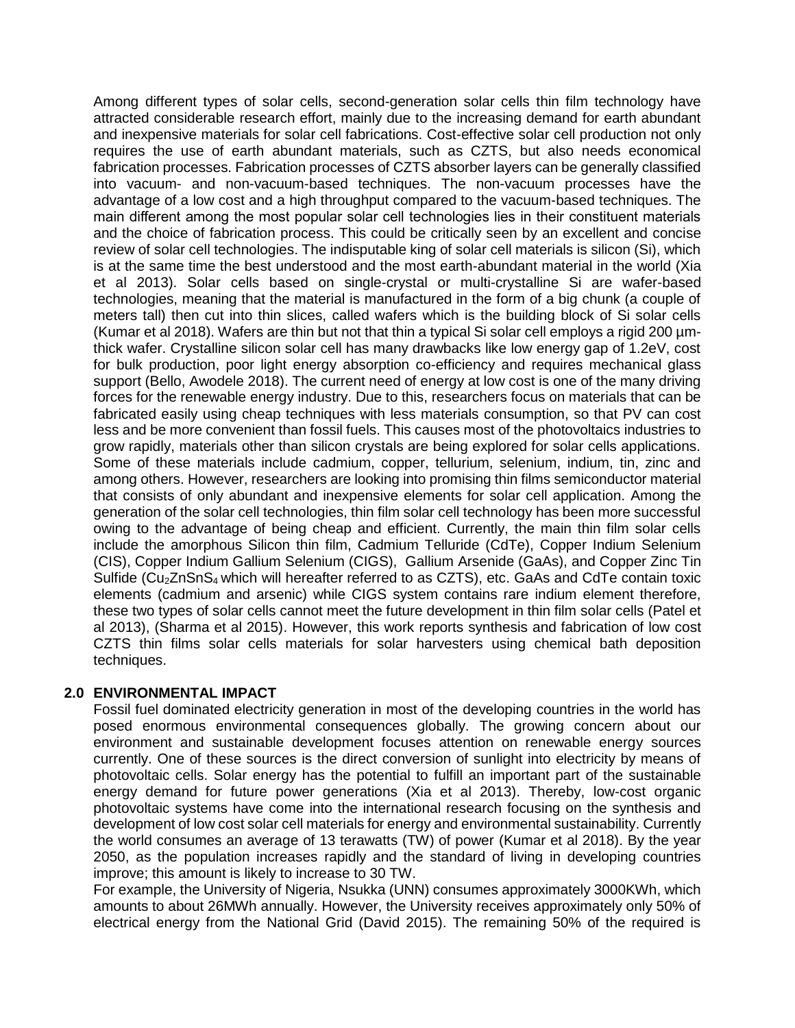Among different types of solar cells, second-generation solar cells thin film technology have attracted considerable research effort, mainly due to the increasing demand for earth abundant and inexpensive materials for solar cell fabrications. Cost-effective solar cell production not only requires the use of earth abundant materials, such as CZTS, but also needs economical fabrication processes. Fabrication processes of CZTS absorber layers can be generally classified into vacuum- and non-vacuum-based techniques. The non-vacuum processes have the advantage of a low cost and a high throughput compared to the vacuum-based techniques. The main different among the most popular solar cell technologies lies in their constituent materials and the choice of fabrication process. This could be critically seen by an excellent and concise review of solar cell technologies. The indisputable king of solar cell materials is silicon (Si), which is at the same time the best understood and the most earth-abundant material in the world (Xia et al 2013). Solar cells based on single-crystal or multi-crystalline Si are wafer-based technologies, meaning that the material is manufactured in the form of a big chunk (a couple of meters tall) then cut into thin slices, called wafers which is the building block of Si solar cells (Kumar et al 2018). Wafers are thin but not that thin a typical Si solar cell employs a rigid 200 µm-thick wafer. Crystalline silicon solar cell has many drawbacks like low energy gap of 1.2eV, cost for bulk production, poor light energy absorption co-efficiency and requires mechanical glass support (Bello, Awodele 2018). The current need of energy at low cost is one of the many driving forces for the renewable energy industry. Due to this, researchers focus on materials that can be fabricated easily using cheap techniques with less materials consumption, so that PV can cost less and be more convenient than fossil fuels. This causes most of the photovoltaics industries to grow rapidly, materials other than silicon crystals are being explored for solar cells applications. Some of these materials include cadmium, copper, tellurium, selenium, indium, tin, zinc and among others. However, researchers are looking into promising thin films semiconductor material that consists of only abundant and inexpensive elements for solar cell application. Among the generation of the solar cell technologies, thin film solar cell technology has been more successful owing to the advantage of being cheap and efficient. Currently, the main thin film solar cells include the amorphous Silicon thin film, Cadmium Telluride (CdTe), Copper Indium Selenium (CIS), Copper Indium Gallium Selenium (CIGS), Gallium Arsenide (GaAs), and Copper Zinc Tin Sulfide ($Cu_2ZnSnS_4$ which will hereafter referred to as CZTS), etc. GaAs and CdTe contain toxic elements (cadmium and arsenic) while CIGS system contains rare indium element therefore, these two types of solar cells cannot meet the future development in thin film solar cells (Patel et al 2013), (Sharma et al 2015). However, this work reports synthesis and fabrication of low cost CZTS thin films solar cells materials for solar harvesters using chemical bath deposition techniques.

## 2.0 ENVIRONMENTAL IMPACT

Fossil fuel dominated electricity generation in most of the developing countries in the world has posed enormous environmental consequences globally. The growing concern about our environment and sustainable development focuses attention on renewable energy sources currently. One of these sources is the direct conversion of sunlight into electricity by means of photovoltaic cells. Solar energy has the potential to fulfill an important part of the sustainable energy demand for future power generations (Xia et al 2013). Thereby, low-cost organic photovoltaic systems have come into the international research focusing on the synthesis and development of low cost solar cell materials for energy and environmental sustainability. Currently the world consumes an average of 13 terawatts (TW) of power (Kumar et al 2018). By the year 2050, as the population increases rapidly and the standard of living in developing countries improve; this amount is likely to increase to 30 TW.

For example, the University of Nigeria, Nsukka (UNN) consumes approximately 3000KWh, which amounts to about 26MWh annually. However, the University receives approximately only 50% of electrical energy from the National Grid (David 2015). The remaining 50% of the required is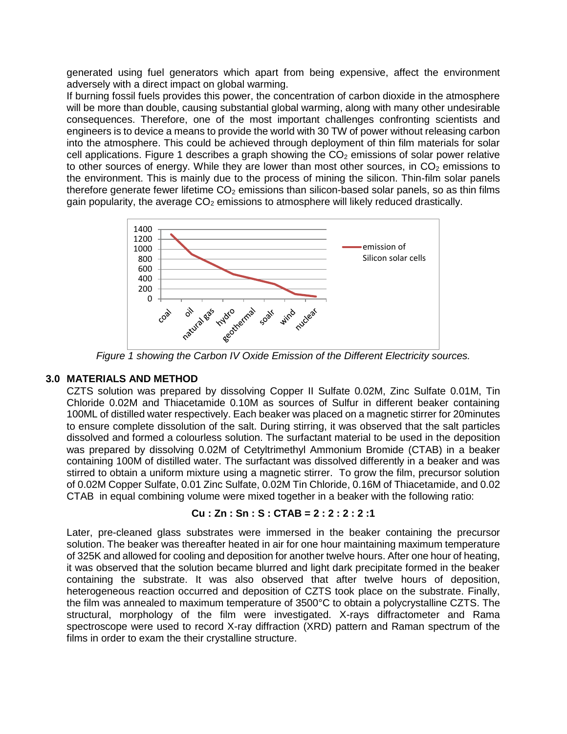generated using fuel generators which apart from being expensive, affect the environment adversely with a direct impact on global warming.

If burning fossil fuels provides this power, the concentration of carbon dioxide in the atmosphere will be more than double, causing substantial global warming, along with many other undesirable consequences. Therefore, one of the most important challenges confronting scientists and engineers is to device a means to provide the world with 30 TW of power without releasing carbon into the atmosphere. This could be achieved through deployment of thin film materials for solar cell applications. Figure 1 describes a graph showing the $CO_2$ emissions of solar power relative to other sources of energy. While they are lower than most other sources, in $CO_2$ emissions to the environment. This is mainly due to the process of mining the silicon. Thin-film solar panels therefore generate fewer lifetime $CO_2$ emissions than silicon-based solar panels, so as thin films gain popularity, the average $CO_2$ emissions to atmosphere will likely reduced drastically.

*Figure 1 showing the Carbon IV Oxide Emission of the Different Electricity sources.*

## 3.0 MATERIALS AND METHOD

CZTS solution was prepared by dissolving Copper II Sulfate 0.02M, Zinc Sulfate 0.01M, Tin Chloride 0.02M and Thiacetamide 0.10M as sources of Sulfur in different beaker containing 100ML of distilled water respectively. Each beaker was placed on a magnetic stirrer for 20minutes to ensure complete dissolution of the salt. During stirring, it was observed that the salt particles dissolved and formed a colourless solution. The surfactant material to be used in the deposition was prepared by dissolving 0.02M of Cetyltrimethyl Ammonium Bromide (CTAB) in a beaker containing 100M of distilled water. The surfactant was dissolved differently in a beaker and was stirred to obtain a uniform mixture using a magnetic stirrer. To grow the film, precursor solution of 0.02M Copper Sulfate, 0.01 Zinc Sulfate, 0.02M Tin Chloride, 0.16M of Thiacetamide, and 0.02 CTAB in equal combining volume were mixed together in a beaker with the following ratio:

$$\mathbf{Cu : Zn : Sn : S : CTAB = 2 : 2 : 2 : 2 : 1}$$

Later, pre-cleaned glass substrates were immersed in the beaker containing the precursor solution. The beaker was thereafter heated in air for one hour maintaining maximum temperature of 325K and allowed for cooling and deposition for another twelve hours. After one hour of heating, it was observed that the solution became blurred and light dark precipitate formed in the beaker containing the substrate. It was also observed that after twelve hours of deposition, heterogeneous reaction occurred and deposition of CZTS took place on the substrate. Finally, the film was annealed to maximum temperature of 3500°C to obtain a polycrystalline CZTS. The structural, morphology of the film were investigated. X-rays diffractometer and Rama spectroscope were used to record X-ray diffraction (XRD) pattern and Raman spectrum of the films in order to exam the their crystalline structure.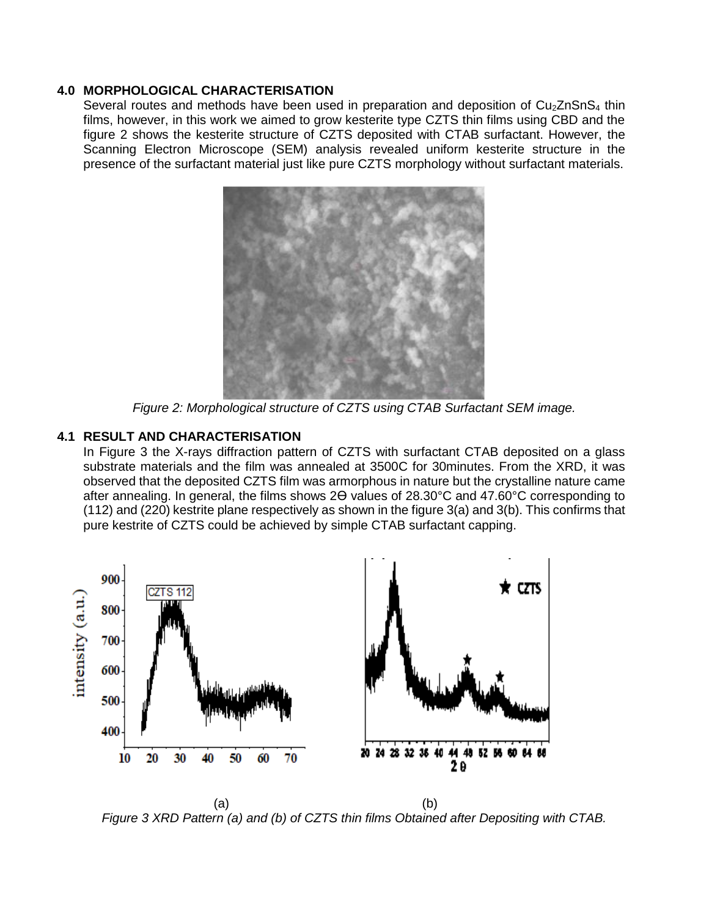### 4.0 MORPHOLOGICAL CHARACTERISATION

Several routes and methods have been used in preparation and deposition of $Cu_2ZnSnS_4$ thin films, however, in this work we aimed to grow kesterite type CZTS thin films using CBD and the figure 2 shows the kesterite structure of CZTS deposited with CTAB surfactant. However, the Scanning Electron Microscope (SEM) analysis revealed uniform kesterite structure in the presence of the surfactant material just like pure CZTS morphology without surfactant materials.

*Figure 2: Morphological structure of CZTS using CTAB Surfactant SEM image.*

### 4.1 RESULT AND CHARACTERISATION

In Figure 3 the X-rays diffraction pattern of CZTS with surfactant CTAB deposited on a glass substrate materials and the film was annealed at 3500C for 30minutes. From the XRD, it was observed that the deposited CZTS film was armorphous in nature but the crystalline nature came after annealing. In general, the films shows 2Ө values of 28.30°C and 47.60°C corresponding to (112) and (220) kestrite plane respectively as shown in the figure 3(a) and 3(b). This confirms that pure kestrite of CZTS could be achieved by simple CTAB surfactant capping.

(a) (b)

*Figure 3 XRD Pattern (a) and (b) of CZTS thin films Obtained after Depositing with CTAB.*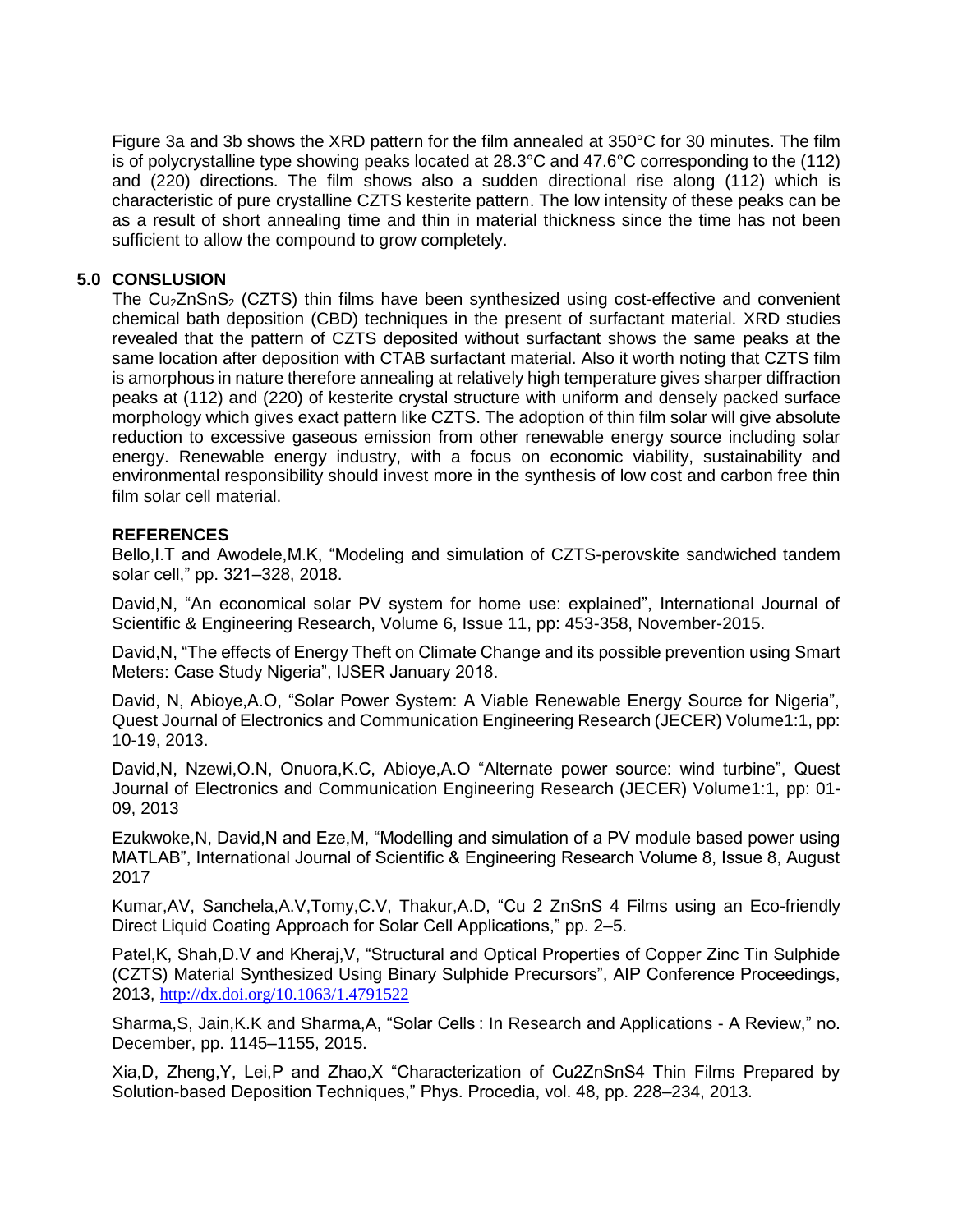Figure 3a and 3b shows the XRD pattern for the film annealed at 350°C for 30 minutes. The film is of polycrystalline type showing peaks located at 28.3°C and 47.6°C corresponding to the (112) and (220) directions. The film shows also a sudden directional rise along (112) which is characteristic of pure crystalline CZTS kesterite pattern. The low intensity of these peaks can be as a result of short annealing time and thin in material thickness since the time has not been sufficient to allow the compound to grow completely.

## 5.0 CONSLUSION

The $Cu_2ZnSnS_2$ (CZTS) thin films have been synthesized using cost-effective and convenient chemical bath deposition (CBD) techniques in the present of surfactant material. XRD studies revealed that the pattern of CZTS deposited without surfactant shows the same peaks at the same location after deposition with CTAB surfactant material. Also it worth noting that CZTS film is amorphous in nature therefore annealing at relatively high temperature gives sharper diffraction peaks at (112) and (220) of kesterite crystal structure with uniform and densely packed surface morphology which gives exact pattern like CZTS. The adoption of thin film solar will give absolute reduction to excessive gaseous emission from other renewable energy source including solar energy. Renewable energy industry, with a focus on economic viability, sustainability and environmental responsibility should invest more in the synthesis of low cost and carbon free thin film solar cell material.

## REFERENCES

Bello,I.T and Awodele,M.K, "Modeling and simulation of CZTS-perovskite sandwiched tandem solar cell," pp. 321–328, 2018.

David,N, "An economical solar PV system for home use: explained", International Journal of Scientific & Engineering Research, Volume 6, Issue 11, pp: 453-358, November-2015.

David,N, "The effects of Energy Theft on Climate Change and its possible prevention using Smart Meters: Case Study Nigeria", IJSER January 2018.

David, N, Abioye,A.O, "Solar Power System: A Viable Renewable Energy Source for Nigeria", Quest Journal of Electronics and Communication Engineering Research (JECER) Volume1:1, pp: 10-19, 2013.

David,N, Nzewi,O.N, Onuora,K.C, Abioye,A.O "Alternate power source: wind turbine", Quest Journal of Electronics and Communication Engineering Research (JECER) Volume1:1, pp: 01-09, 2013

Ezukwoke,N, David,N and Eze,M, "Modelling and simulation of a PV module based power using MATLAB", International Journal of Scientific & Engineering Research Volume 8, Issue 8, August 2017

Kumar,AV, Sanchela,A.V,Tomy,C.V, Thakur,A.D, "Cu 2 ZnSnS 4 Films using an Eco-friendly Direct Liquid Coating Approach for Solar Cell Applications," pp. 2–5.

Patel,K, Shah,D.V and Kheraj,V, "Structural and Optical Properties of Copper Zinc Tin Sulphide (CZTS) Material Synthesized Using Binary Sulphide Precursors", AIP Conference Proceedings, 2013, http://dx.doi.org/10.1063/1.4791522

Sharma,S, Jain,K.K and Sharma,A, "Solar Cells : In Research and Applications - A Review," no. December, pp. 1145–1155, 2015.

Xia,D, Zheng,Y, Lei,P and Zhao,X "Characterization of Cu2ZnSnS4 Thin Films Prepared by Solution-based Deposition Techniques," Phys. Procedia, vol. 48, pp. 228–234, 2013.